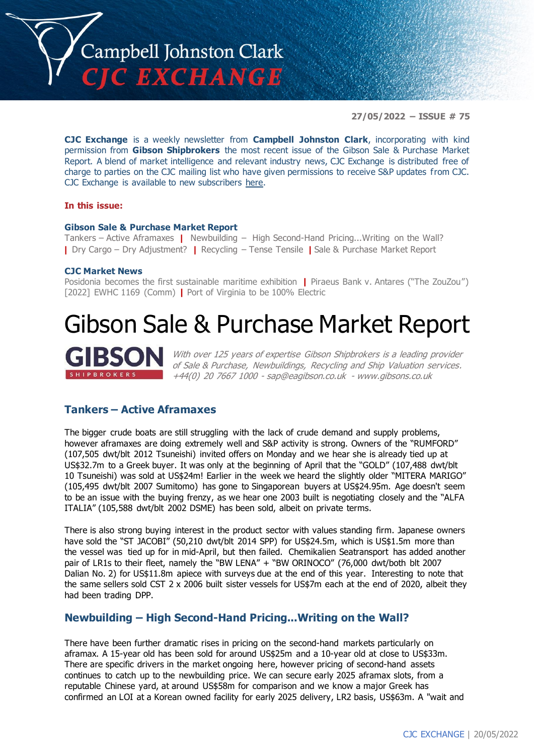# Campbell Johnston Clark CJC EXCHANGE

**27/05/2022 – ISSUE # 75**

**CJC Exchange** is a weekly newsletter from **Campbell Johnston Clark**, incorporating with kind permission from **Gibson Shipbrokers** the most recent issue of the Gibson Sale & Purchase Market Report. A blend of market intelligence and relevant industry news, CJC Exchange is distributed free of charge to parties on the CJC mailing list who have given permissions to receive S&P updates from CJC. CJC Exchange is available to new subscribers here.

**In this issue:**

**Gibson Sale & Purchase Market Report**
Tankers – Active Aframaxes | Newbuilding – High Second-Hand Pricing...Writing on the Wall? | Dry Cargo – Dry Adjustment? | Recycling – Tense Tensile | Sale & Purchase Market Report

**CJC Market News**
Posidonia becomes the first sustainable maritime exhibition | Piraeus Bank v. Antares ("The ZouZou") [2022] EWHC 1169 (Comm) | Port of Virginia to be 100% Electric

# Gibson Sale & Purchase Market Report

GIBSON SHIPBROKERS

*With over 125 years of expertise Gibson Shipbrokers is a leading provider of Sale & Purchase, Newbuildings, Recycling and Ship Valuation services. +44(0) 20 7667 1000 - sap@eagibson.co.uk - www.gibsons.co.uk*

## Tankers – Active Aframaxes

The bigger crude boats are still struggling with the lack of crude demand and supply problems, however aframaxes are doing extremely well and S&P activity is strong. Owners of the "RUMFORD" (107,505 dwt/blt 2012 Tsuneishi) invited offers on Monday and we hear she is already tied up at US$32.7m to a Greek buyer. It was only at the beginning of April that the "GOLD" (107,488 dwt/blt 10 Tsuneishi) was sold at US$24m! Earlier in the week we heard the slightly older "MITERA MARIGO" (105,495 dwt/blt 2007 Sumitomo) has gone to Singaporean buyers at US$24.95m. Age doesn't seem to be an issue with the buying frenzy, as we hear one 2003 built is negotiating closely and the "ALFA ITALIA" (105,588 dwt/blt 2002 DSME) has been sold, albeit on private terms.

There is also strong buying interest in the product sector with values standing firm. Japanese owners have sold the "ST JACOBI" (50,210 dwt/blt 2014 SPP) for US$24.5m, which is US$1.5m more than the vessel was tied up for in mid-April, but then failed. Chemikalien Seatransport has added another pair of LR1s to their fleet, namely the "BW LENA" + "BW ORINOCO" (76,000 dwt/both blt 2007 Dalian No. 2) for US$11.8m apiece with surveys due at the end of this year. Interesting to note that the same sellers sold CST 2 x 2006 built sister vessels for US$7m each at the end of 2020, albeit they had been trading DPP.

## Newbuilding – High Second-Hand Pricing...Writing on the Wall?

There have been further dramatic rises in pricing on the second-hand markets particularly on aframax. A 15-year old has been sold for around US$25m and a 10-year old at close to US$33m. There are specific drivers in the market ongoing here, however pricing of second-hand assets continues to catch up to the newbuilding price. We can secure early 2025 aframax slots, from a reputable Chinese yard, at around US$58m for comparison and we know a major Greek has confirmed an LOI at a Korean owned facility for early 2025 delivery, LR2 basis, US$63m. A "wait and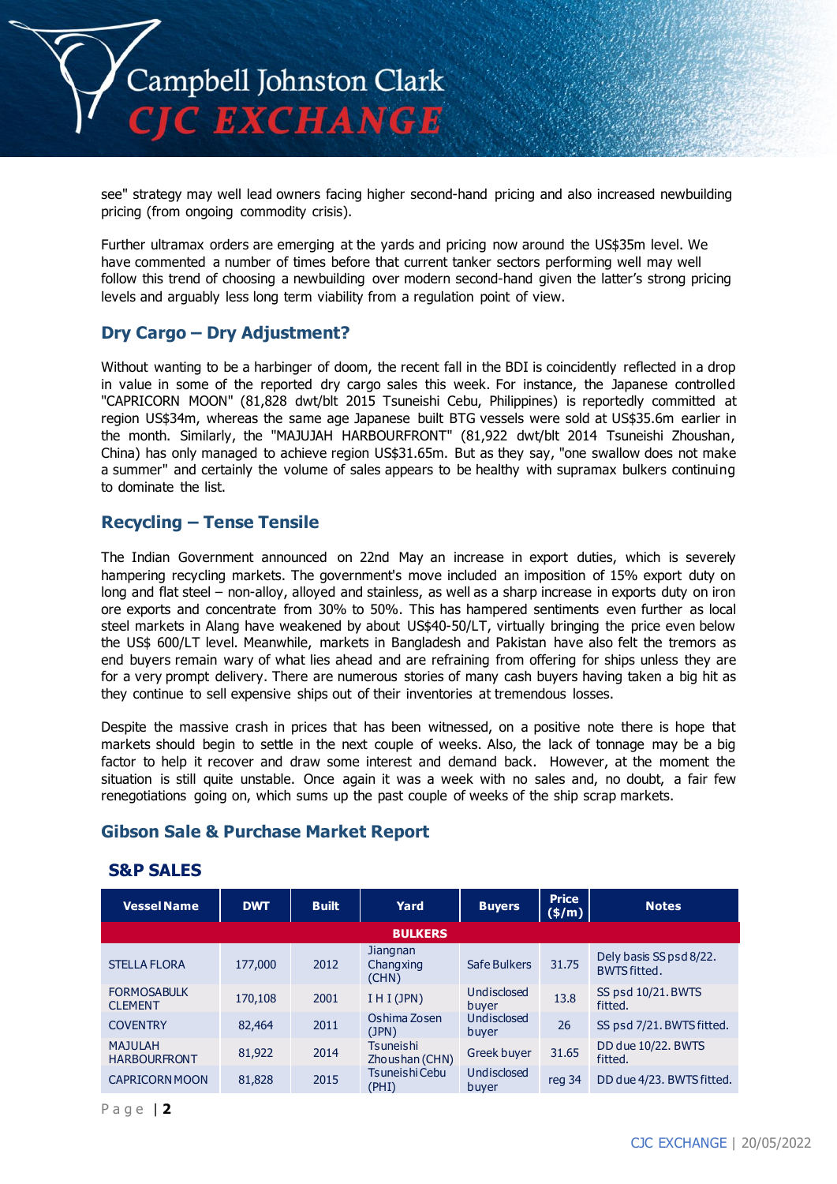see" strategy may well lead owners facing higher second-hand pricing and also increased newbuilding pricing (from ongoing commodity crisis).

Further ultramax orders are emerging at the yards and pricing now around the US$35m level. We have commented a number of times before that current tanker sectors performing well may well follow this trend of choosing a newbuilding over modern second-hand given the latter's strong pricing levels and arguably less long term viability from a regulation point of view.

## Dry Cargo – Dry Adjustment?

Without wanting to be a harbinger of doom, the recent fall in the BDI is coincidently reflected in a drop in value in some of the reported dry cargo sales this week. For instance, the Japanese controlled "CAPRICORN MOON" (81,828 dwt/blt 2015 Tsuneishi Cebu, Philippines) is reportedly committed at region US$34m, whereas the same age Japanese built BTG vessels were sold at US$35.6m earlier in the month. Similarly, the "MAJUJAH HARBOURFRONT" (81,922 dwt/blt 2014 Tsuneishi Zhoushan, China) has only managed to achieve region US$31.65m. But as they say, "one swallow does not make a summer" and certainly the volume of sales appears to be healthy with supramax bulkers continuing to dominate the list.

## Recycling – Tense Tensile

The Indian Government announced on 22nd May an increase in export duties, which is severely hampering recycling markets. The government's move included an imposition of 15% export duty on long and flat steel – non-alloy, alloyed and stainless, as well as a sharp increase in exports duty on iron ore exports and concentrate from 30% to 50%. This has hampered sentiments even further as local steel markets in Alang have weakened by about US$40-50/LT, virtually bringing the price even below the US$ 600/LT level. Meanwhile, markets in Bangladesh and Pakistan have also felt the tremors as end buyers remain wary of what lies ahead and are refraining from offering for ships unless they are for a very prompt delivery. There are numerous stories of many cash buyers having taken a big hit as they continue to sell expensive ships out of their inventories at tremendous losses.

Despite the massive crash in prices that has been witnessed, on a positive note there is hope that markets should begin to settle in the next couple of weeks. Also, the lack of tonnage may be a big factor to help it recover and draw some interest and demand back. However, at the moment the situation is still quite unstable. Once again it was a week with no sales and, no doubt, a fair few renegotiations going on, which sums up the past couple of weeks of the ship scrap markets.

## Gibson Sale & Purchase Market Report

### S&P SALES

| Vessel Name | DWT | Built | Yard | Buyers | Price ($/m) | Notes |
|---|---|---|---|---|---|---|
| **BULKERS** | | | | | | |
| STELLA FLORA | 177,000 | 2012 | Jiangnan Changxing (CHN) | Safe Bulkers | 31.75 | Dely basis SS psd 8/22. BWTS fitted. |
| FORMOSABULK CLEMENT | 170,108 | 2001 | I H I (JPN) | Undisclosed buyer | 13.8 | SS psd 10/21. BWTS fitted. |
| COVENTRY | 82,464 | 2011 | Oshima Zosen (JPN) | Undisclosed buyer | 26 | SS psd 7/21. BWTS fitted. |
| MAJULAH HARBOURFRONT | 81,922 | 2014 | Tsuneishi Zhoushan (CHN) | Greek buyer | 31.65 | DD due 10/22. BWTS fitted. |
| CAPRICORN MOON | 81,828 | 2015 | Tsuneishi Cebu (PHI) | Undisclosed buyer | reg 34 | DD due 4/23. BWTS fitted. |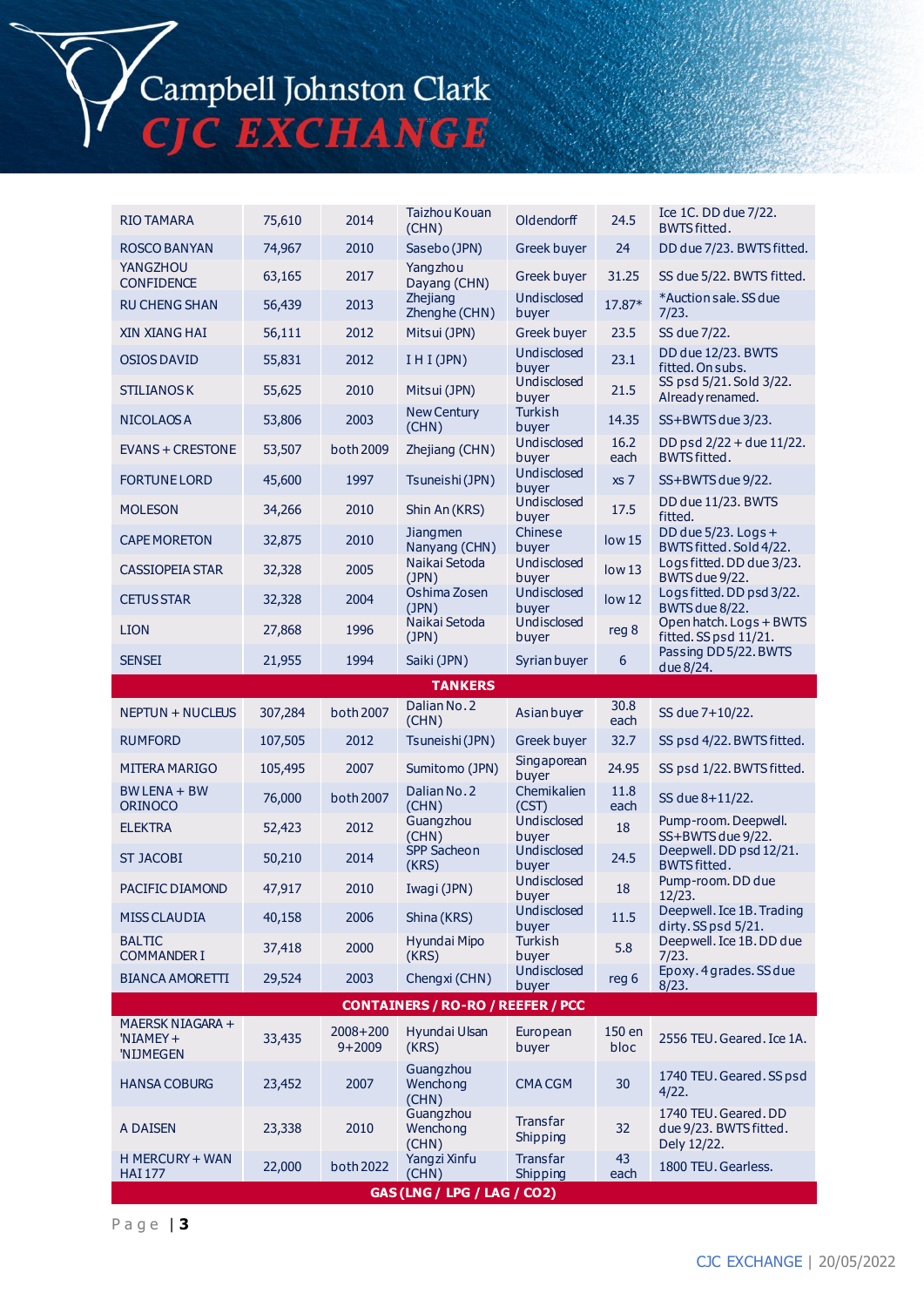| | | | | | | |
|---|---|---|---|---|---|---|
| RIO TAMARA | 75,610 | 2014 | Taizhou Kouan (CHN) | Oldendorff | 24.5 | Ice 1C. DD due 7/22. BWTS fitted. |
| ROSCO BANYAN | 74,967 | 2010 | Sasebo (JPN) | Greek buyer | 24 | DD due 7/23. BWTS fitted. |
| YANGZHOU CONFIDENCE | 63,165 | 2017 | Yangzhou Dayang (CHN) | Greek buyer | 31.25 | SS due 5/22. BWTS fitted. |
| RU CHENG SHAN | 56,439 | 2013 | Zhejiang Zhenghe (CHN) | Undisclosed buyer | 17.87* | *Auction sale. SS due 7/23. |
| XIN XIANG HAI | 56,111 | 2012 | Mitsui (JPN) | Greek buyer | 23.5 | SS due 7/22. |
| OSIOS DAVID | 55,831 | 2012 | I H I (JPN) | Undisclosed buyer | 23.1 | DD due 12/23. BWTS fitted. On subs. |
| STILIANOS K | 55,625 | 2010 | Mitsui (JPN) | Undisclosed buyer | 21.5 | SS psd 5/21. Sold 3/22. Already renamed. |
| NICOLAOS A | 53,806 | 2003 | New Century (CHN) | Turkish buyer | 14.35 | SS+BWTS due 3/23. |
| EVANS + CRESTONE | 53,507 | both 2009 | Zhejiang (CHN) | Undisclosed buyer | 16.2 each | DD psd 2/22 + due 11/22. BWTS fitted. |
| FORTUNE LORD | 45,600 | 1997 | Tsuneishi (JPN) | Undisclosed buyer | xs 7 | SS+BWTS due 9/22. |
| MOLESON | 34,266 | 2010 | Shin An (KRS) | Undisclosed buyer | 17.5 | DD due 11/23. BWTS fitted. |
| CAPE MORETON | 32,875 | 2010 | Jiangmen Nanyang (CHN) | Chinese buyer | low 15 | DD due 5/23. Logs + BWTS fitted. Sold 4/22. |
| CASSIOPEIA STAR | 32,328 | 2005 | Naikai Setoda (JPN) | Undisclosed buyer | low 13 | Logs fitted. DD due 3/23. BWTS due 9/22. |
| CETUS STAR | 32,328 | 2004 | Oshima Zosen (JPN) | Undisclosed buyer | low 12 | Logs fitted. DD psd 3/22. BWTS due 8/22. |
| LION | 27,868 | 1996 | Naikai Setoda (JPN) | Undisclosed buyer | reg 8 | Open hatch. Logs + BWTS fitted. SS psd 11/21. |
| SENSEI | 21,955 | 1994 | Saiki (JPN) | Syrian buyer | 6 | Passing DD 5/22. BWTS due 8/24. |
| **TANKERS** | | | | | | |
| NEPTUN + NUCLEUS | 307,284 | both 2007 | Dalian No. 2 (CHN) | Asian buyer | 30.8 each | SS due 7+10/22. |
| RUMFORD | 107,505 | 2012 | Tsuneishi (JPN) | Greek buyer | 32.7 | SS psd 4/22. BWTS fitted. |
| MITERA MARIGO | 105,495 | 2007 | Sumitomo (JPN) | Singaporean buyer | 24.95 | SS psd 1/22. BWTS fitted. |
| BW LENA + BW ORINOCO | 76,000 | both 2007 | Dalian No. 2 (CHN) | Chemikalien (CST) | 11.8 each | SS due 8+11/22. |
| ELEKTRA | 52,423 | 2012 | Guangzhou (CHN) | Undisclosed buyer | 18 | Pump-room. Deepwell. SS+BWTS due 9/22. |
| ST JACOBI | 50,210 | 2014 | SPP Sacheon (KRS) | Undisclosed buyer | 24.5 | Deepwell. DD psd 12/21. BWTS fitted. |
| PACIFIC DIAMOND | 47,917 | 2010 | Iwagi (JPN) | Undisclosed buyer | 18 | Pump-room. DD due 12/23. |
| MISS CLAUDIA | 40,158 | 2006 | Shina (KRS) | Undisclosed buyer | 11.5 | Deepwell. Ice 1B. Trading dirty. SS psd 5/21. |
| BALTIC COMMANDER I | 37,418 | 2000 | Hyundai Mipo (KRS) | Turkish buyer | 5.8 | Deepwell. Ice 1B. DD due 7/23. |
| BIANCA AMORETTI | 29,524 | 2003 | Chengxi (CHN) | Undisclosed buyer | reg 6 | Epoxy. 4 grades. SS due 8/23. |
| **CONTAINERS / RO-RO / REEFER / PCC** | | | | | | |
| MAERSK NIAGARA + 'NIAMEY + 'NIJMEGEN | 33,435 | 2008+200 9+2009 | Hyundai Ulsan (KRS) | European buyer | 150 en bloc | 2556 TEU. Geared. Ice 1A. |
| HANSA COBURG | 23,452 | 2007 | Guangzhou Wenchong (CHN) | CMA CGM | 30 | 1740 TEU. Geared. SS psd 4/22. |
| A DAISEN | 23,338 | 2010 | Guangzhou Wenchong (CHN) | Transfar Shipping | 32 | 1740 TEU. Geared. DD due 9/23. BWTS fitted. Dely 12/22. |
| H MERCURY + WAN HAI 177 | 22,000 | both 2022 | Yangzi Xinfu (CHN) | Transfar Shipping | 43 each | 1800 TEU. Gearless. |
| **GAS (LNG / LPG / LAG / CO2)** | | | | | | |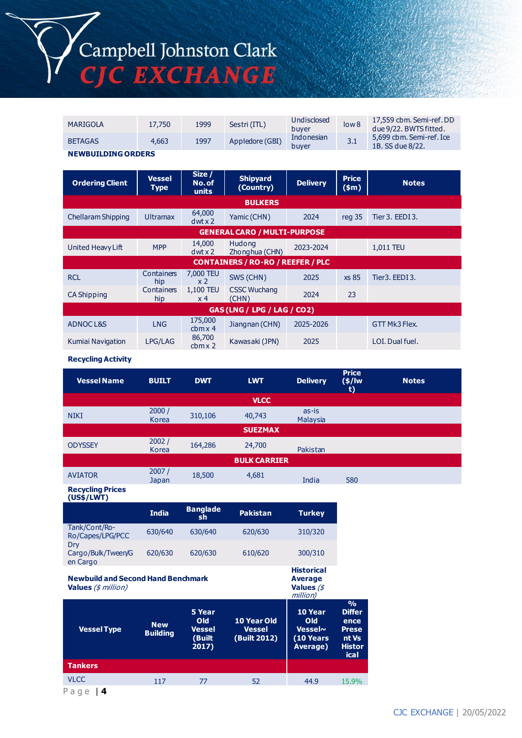| | | | | | | |
|---|---|---|---|---|---|---|
| MARIGOLA | 17,750 | 1999 | Sestri (ITL) | Undisclosed buyer | low 8 | 17,559 cbm. Semi-ref. DD due 9/22. BWTS fitted. |
| BETAGAS | 4,663 | 1997 | Appledore (GBI) | Indonesian buyer | 3.1 | 5,699 cbm. Semi-ref. Ice 1B. SS due 8/22. |

**NEWBUILDING ORDERS**

| Ordering Client | Vessel Type | Size / No. of units | Shipyard (Country) | Delivery | Price ($m) | Notes |
|---|---|---|---|---|---|---|
| **BULKERS** | | | | | | |
| Chellaram Shipping | Ultramax | 64,000 dwt x 2 | Yamic (CHN) | 2024 | reg 35 | Tier 3. EEDI 3. |
| **GENERAL CARO / MULTI-PURPOSE** | | | | | | |
| United Heavy Lift | MPP | 14,000 dwt x 2 | Hudong Zhonghua (CHN) | 2023-2024 | | 1,011 TEU |
| **CONTAINERS / RO-RO / REEFER / PLC** | | | | | | |
| RCL | Containership | 7,000 TEU x 2 | SWS (CHN) | 2025 | xs 85 | Tier3. EEDI 3. |
| CA Shipping | Containership | 1,100 TEU x 4 | CSSC Wuchang (CHN) | 2024 | 23 | |
| **GAS (LNG / LPG / LAG / CO2)** | | | | | | |
| ADNOC L&S | LNG | 175,000 cbm x 4 | Jiangnan (CHN) | 2025-2026 | | GTT Mk3 Flex. |
| Kumiai Navigation | LPG/LAG | 86,700 cbm x 2 | Kawasaki (JPN) | 2025 | | LOI. Dual fuel. |

**Recycling Activity**

| Vessel Name | BUILT | DWT | LWT | Delivery | Price ($/lwt) | Notes |
|---|---|---|---|---|---|---|
| **VLCC** | | | | | | |
| NIKI | 2000 / Korea | 310,106 | 40,743 | as-is Malaysia | | |
| **SUEZMAX** | | | | | | |
| ODYSSEY | 2002 / Korea | 164,286 | 24,700 | Pakistan | | |
| **BULK CARRIER** | | | | | | |
| AVIATOR | 2007 / Japan | 18,500 | 4,681 | India | 580 | |

**Recycling Prices (US$/LWT)**

| | India | Bangladesh | Pakistan | Turkey |
|---|---|---|---|---|
| Tank/Cont/Ro-Ro/Capes/LPG/PCC | 630/640 | 630/640 | 620/630 | 310/320 |
| Dry Cargo/Bulk/Tween/Gen Cargo | 620/630 | 620/630 | 610/620 | 300/310 |

**Newbuild and Second Hand Benchmark Values** *($ million)*

**Historical Average Values** *($ million)*

| Vessel Type | New Building | 5 Year Old Vessel (Built 2017) | 10 Year Old Vessel (Built 2012) | 10 Year Old Vessel~ (10 Years Average) | % Difference Present Vs Historical |
|---|---|---|---|---|---|
| **Tankers** | | | | | |
| VLCC | 117 | 77 | 52 | 44.9 | 15.9% |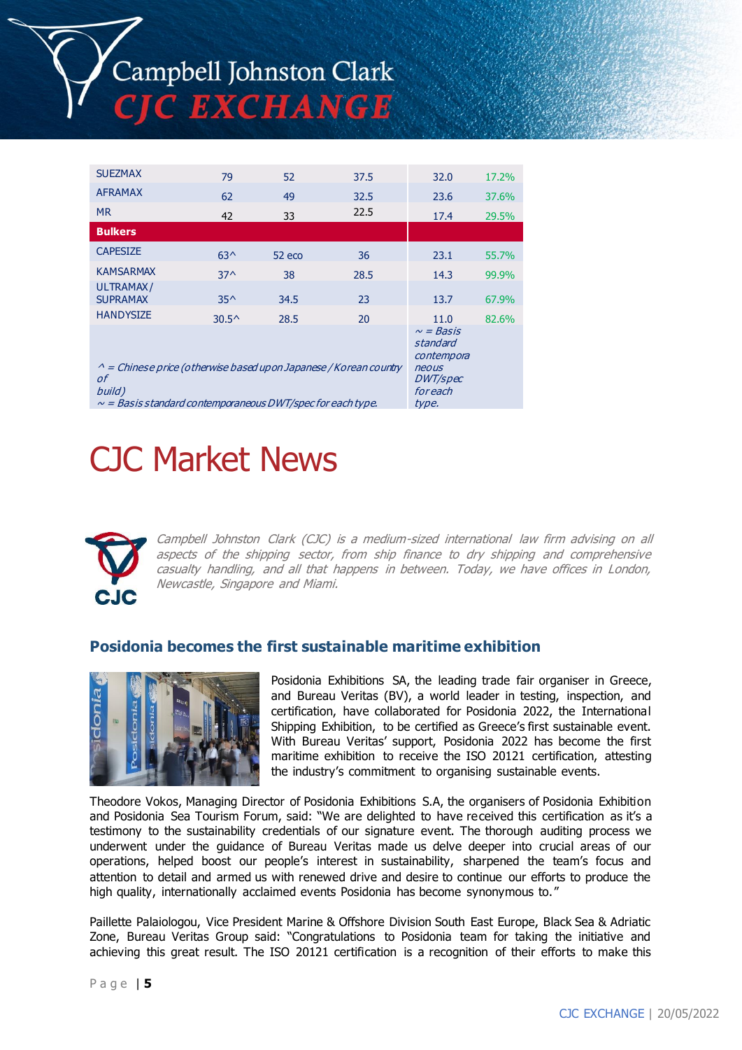| | | | | | |
|---|---|---|---|---|---|
| SUEZMAX | 79 | 52 | 37.5 | 32.0 | 17.2% |
| AFRAMAX | 62 | 49 | 32.5 | 23.6 | 37.6% |
| MR | 42 | 33 | 22.5 | 17.4 | 29.5% |
| **Bulkers** | | | | | |
| CAPESIZE | 63^ | 52 eco | 36 | 23.1 | 55.7% |
| KAMSARMAX | 37^ | 38 | 28.5 | 14.3 | 99.9% |
| ULTRAMAX/ SUPRAMAX | 35^ | 34.5 | 23 | 13.7 | 67.9% |
| HANDYSIZE | 30.5^ | 28.5 | 20 | 11.0 | 82.6% |
| *^ = Chinese price (otherwise based upon Japanese / Korean country of build)* *~ = Basis standard contemporaneous DWT/spec for each type.* | | | | *~ = Basis standard contemporaneous DWT/spec for each type.* | |

# CJC Market News

*Campbell Johnston Clark (CJC) is a medium-sized international law firm advising on all aspects of the shipping sector, from ship finance to dry shipping and comprehensive casualty handling, and all that happens in between. Today, we have offices in London, Newcastle, Singapore and Miami.*

## Posidonia becomes the first sustainable maritime exhibition

Posidonia Exhibitions SA, the leading trade fair organiser in Greece, and Bureau Veritas (BV), a world leader in testing, inspection, and certification, have collaborated for Posidonia 2022, the International Shipping Exhibition, to be certified as Greece's first sustainable event. With Bureau Veritas' support, Posidonia 2022 has become the first maritime exhibition to receive the ISO 20121 certification, attesting the industry's commitment to organising sustainable events.

Theodore Vokos, Managing Director of Posidonia Exhibitions S.A, the organisers of Posidonia Exhibition and Posidonia Sea Tourism Forum, said: "We are delighted to have received this certification as it's a testimony to the sustainability credentials of our signature event. The thorough auditing process we underwent under the guidance of Bureau Veritas made us delve deeper into crucial areas of our operations, helped boost our people's interest in sustainability, sharpened the team's focus and attention to detail and armed us with renewed drive and desire to continue our efforts to produce the high quality, internationally acclaimed events Posidonia has become synonymous to."

Paillette Palaiologou, Vice President Marine & Offshore Division South East Europe, Black Sea & Adriatic Zone, Bureau Veritas Group said: "Congratulations to Posidonia team for taking the initiative and achieving this great result. The ISO 20121 certification is a recognition of their efforts to make this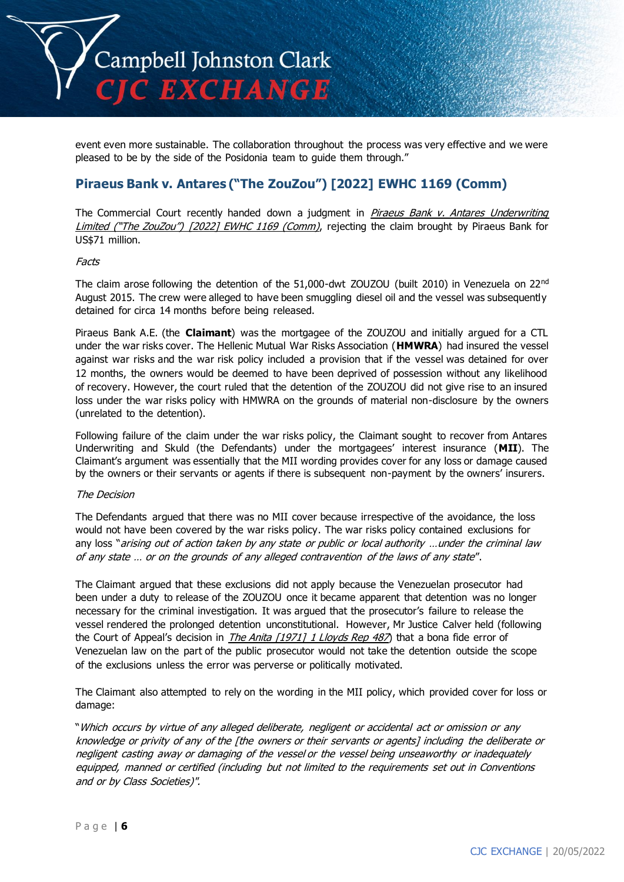event even more sustainable. The collaboration throughout the process was very effective and we were pleased to be by the side of the Posidonia team to guide them through."

## Piraeus Bank v. Antares ("The ZouZou") [2022] EWHC 1169 (Comm)

The Commercial Court recently handed down a judgment in *Piraeus Bank v. Antares Underwriting Limited ("The ZouZou") [2022] EWHC 1169 (Comm)*, rejecting the claim brought by Piraeus Bank for US$71 million.

*Facts*

The claim arose following the detention of the 51,000-dwt ZOUZOU (built 2010) in Venezuela on 22nd August 2015. The crew were alleged to have been smuggling diesel oil and the vessel was subsequently detained for circa 14 months before being released.

Piraeus Bank A.E. (the **Claimant**) was the mortgagee of the ZOUZOU and initially argued for a CTL under the war risks cover. The Hellenic Mutual War Risks Association (**HMWRA**) had insured the vessel against war risks and the war risk policy included a provision that if the vessel was detained for over 12 months, the owners would be deemed to have been deprived of possession without any likelihood of recovery. However, the court ruled that the detention of the ZOUZOU did not give rise to an insured loss under the war risks policy with HMWRA on the grounds of material non-disclosure by the owners (unrelated to the detention).

Following failure of the claim under the war risks policy, the Claimant sought to recover from Antares Underwriting and Skuld (the Defendants) under the mortgagees' interest insurance (**MII**). The Claimant's argument was essentially that the MII wording provides cover for any loss or damage caused by the owners or their servants or agents if there is subsequent non-payment by the owners' insurers.

*The Decision*

The Defendants argued that there was no MII cover because irrespective of the avoidance, the loss would not have been covered by the war risks policy. The war risks policy contained exclusions for any loss "*arising out of action taken by any state or public or local authority …under the criminal law of any state … or on the grounds of any alleged contravention of the laws of any state*".

The Claimant argued that these exclusions did not apply because the Venezuelan prosecutor had been under a duty to release of the ZOUZOU once it became apparent that detention was no longer necessary for the criminal investigation. It was argued that the prosecutor's failure to release the vessel rendered the prolonged detention unconstitutional. However, Mr Justice Calver held (following the Court of Appeal's decision in *The Anita [1971] 1 Lloyds Rep 487*) that a bona fide error of Venezuelan law on the part of the public prosecutor would not take the detention outside the scope of the exclusions unless the error was perverse or politically motivated.

The Claimant also attempted to rely on the wording in the MII policy, which provided cover for loss or damage:

"*Which occurs by virtue of any alleged deliberate, negligent or accidental act or omission or any knowledge or privity of any of the [the owners or their servants or agents] including the deliberate or negligent casting away or damaging of the vessel or the vessel being unseaworthy or inadequately equipped, manned or certified (including but not limited to the requirements set out in Conventions and or by Class Societies)".*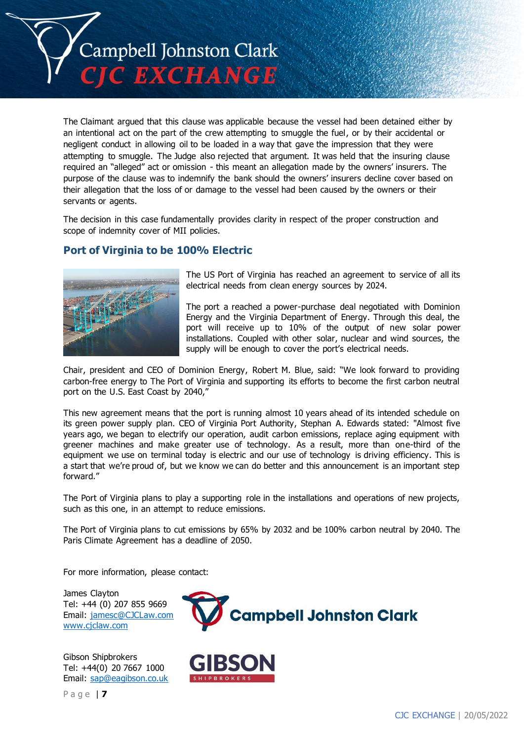The Claimant argued that this clause was applicable because the vessel had been detained either by an intentional act on the part of the crew attempting to smuggle the fuel, or by their accidental or negligent conduct in allowing oil to be loaded in a way that gave the impression that they were attempting to smuggle. The Judge also rejected that argument. It was held that the insuring clause required an "alleged" act or omission - this meant an allegation made by the owners' insurers. The purpose of the clause was to indemnify the bank should the owners' insurers decline cover based on their allegation that the loss of or damage to the vessel had been caused by the owners or their servants or agents.

The decision in this case fundamentally provides clarity in respect of the proper construction and scope of indemnity cover of MII policies.

## Port of Virginia to be 100% Electric

The US Port of Virginia has reached an agreement to service of all its electrical needs from clean energy sources by 2024.

The port a reached a power-purchase deal negotiated with Dominion Energy and the Virginia Department of Energy. Through this deal, the port will receive up to 10% of the output of new solar power installations. Coupled with other solar, nuclear and wind sources, the supply will be enough to cover the port's electrical needs.

Chair, president and CEO of Dominion Energy, Robert M. Blue, said: "We look forward to providing carbon-free energy to The Port of Virginia and supporting its efforts to become the first carbon neutral port on the U.S. East Coast by 2040,"

This new agreement means that the port is running almost 10 years ahead of its intended schedule on its green power supply plan. CEO of Virginia Port Authority, Stephan A. Edwards stated: "Almost five years ago, we began to electrify our operation, audit carbon emissions, replace aging equipment with greener machines and make greater use of technology. As a result, more than one-third of the equipment we use on terminal today is electric and our use of technology is driving efficiency. This is a start that we're proud of, but we know we can do better and this announcement is an important step forward."

The Port of Virginia plans to play a supporting role in the installations and operations of new projects, such as this one, in an attempt to reduce emissions.

The Port of Virginia plans to cut emissions by 65% by 2032 and be 100% carbon neutral by 2040. The Paris Climate Agreement has a deadline of 2050.

For more information, please contact:

James Clayton
Tel: +44 (0) 207 855 9669
Email: jamesc@CJCLaw.com
www.cjclaw.com

Gibson Shipbrokers
Tel: +44(0) 20 7667 1000
Email: sap@eagibson.co.uk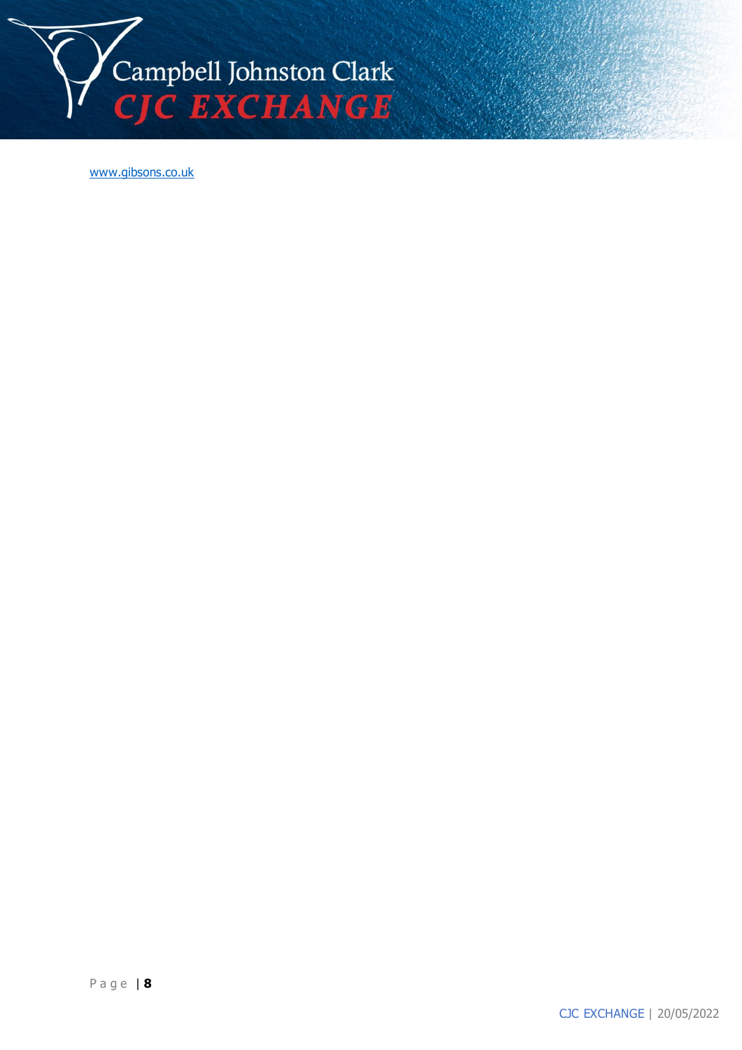www.gibsons.co.uk